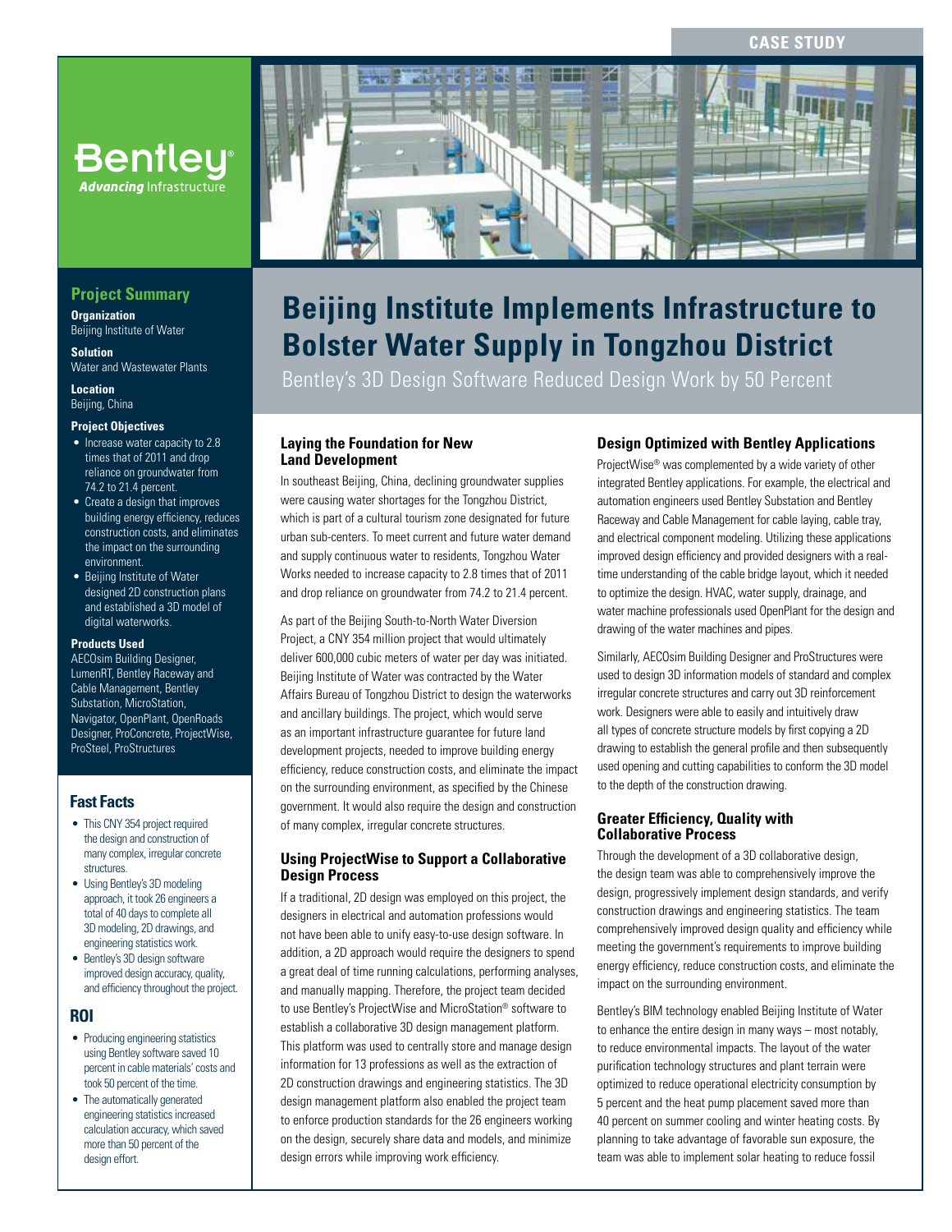CASE STUDY

Bentley®
*Advancing* Infrastructure

# Beijing Institute Implements Infrastructure to Bolster Water Supply in Tongzhou District

Bentley's 3D Design Software Reduced Design Work by 50 Percent

## Project Summary

**Organization**
Beijing Institute of Water

**Solution**
Water and Wastewater Plants

**Location**
Beijing, China

**Project Objectives**

- Increase water capacity to 2.8 times that of 2011 and drop reliance on groundwater from 74.2 to 21.4 percent.
- Create a design that improves building energy efficiency, reduces construction costs, and eliminates the impact on the surrounding environment.
- Beijing Institute of Water designed 2D construction plans and established a 3D model of digital waterworks.

**Products Used**
AECOsim Building Designer, LumenRT, Bentley Raceway and Cable Management, Bentley Substation, MicroStation, Navigator, OpenPlant, OpenRoads Designer, ProConcrete, ProjectWise, ProSteel, ProStructures

## Fast Facts

- This CNY 354 project required the design and construction of many complex, irregular concrete structures.
- Using Bentley's 3D modeling approach, it took 26 engineers a total of 40 days to complete all 3D modeling, 2D drawings, and engineering statistics work.
- Bentley's 3D design software improved design accuracy, quality, and efficiency throughout the project.

## ROI

- Producing engineering statistics using Bentley software saved 10 percent in cable materials' costs and took 50 percent of the time.
- The automatically generated engineering statistics increased calculation accuracy, which saved more than 50 percent of the design effort.

### Laying the Foundation for New Land Development

In southeast Beijing, China, declining groundwater supplies were causing water shortages for the Tongzhou District, which is part of a cultural tourism zone designated for future urban sub-centers. To meet current and future water demand and supply continuous water to residents, Tongzhou Water Works needed to increase capacity to 2.8 times that of 2011 and drop reliance on groundwater from 74.2 to 21.4 percent.

As part of the Beijing South-to-North Water Diversion Project, a CNY 354 million project that would ultimately deliver 600,000 cubic meters of water per day was initiated. Beijing Institute of Water was contracted by the Water Affairs Bureau of Tongzhou District to design the waterworks and ancillary buildings. The project, which would serve as an important infrastructure guarantee for future land development projects, needed to improve building energy efficiency, reduce construction costs, and eliminate the impact on the surrounding environment, as specified by the Chinese government. It would also require the design and construction of many complex, irregular concrete structures.

### Using ProjectWise to Support a Collaborative Design Process

If a traditional, 2D design was employed on this project, the designers in electrical and automation professions would not have been able to unify easy-to-use design software. In addition, a 2D approach would require the designers to spend a great deal of time running calculations, performing analyses, and manually mapping. Therefore, the project team decided to use Bentley's ProjectWise and MicroStation® software to establish a collaborative 3D design management platform. This platform was used to centrally store and manage design information for 13 professions as well as the extraction of 2D construction drawings and engineering statistics. The 3D design management platform also enabled the project team to enforce production standards for the 26 engineers working on the design, securely share data and models, and minimize design errors while improving work efficiency.

### Design Optimized with Bentley Applications

ProjectWise® was complemented by a wide variety of other integrated Bentley applications. For example, the electrical and automation engineers used Bentley Substation and Bentley Raceway and Cable Management for cable laying, cable tray, and electrical component modeling. Utilizing these applications improved design efficiency and provided designers with a real-time understanding of the cable bridge layout, which it needed to optimize the design. HVAC, water supply, drainage, and water machine professionals used OpenPlant for the design and drawing of the water machines and pipes.

Similarly, AECOsim Building Designer and ProStructures were used to design 3D information models of standard and complex irregular concrete structures and carry out 3D reinforcement work. Designers were able to easily and intuitively draw all types of concrete structure models by first copying a 2D drawing to establish the general profile and then subsequently used opening and cutting capabilities to conform the 3D model to the depth of the construction drawing.

### Greater Efficiency, Quality with Collaborative Process

Through the development of a 3D collaborative design, the design team was able to comprehensively improve the design, progressively implement design standards, and verify construction drawings and engineering statistics. The team comprehensively improved design quality and efficiency while meeting the government's requirements to improve building energy efficiency, reduce construction costs, and eliminate the impact on the surrounding environment.

Bentley's BIM technology enabled Beijing Institute of Water to enhance the entire design in many ways – most notably, to reduce environmental impacts. The layout of the water purification technology structures and plant terrain were optimized to reduce operational electricity consumption by 5 percent and the heat pump placement saved more than 40 percent on summer cooling and winter heating costs. By planning to take advantage of favorable sun exposure, the team was able to implement solar heating to reduce fossil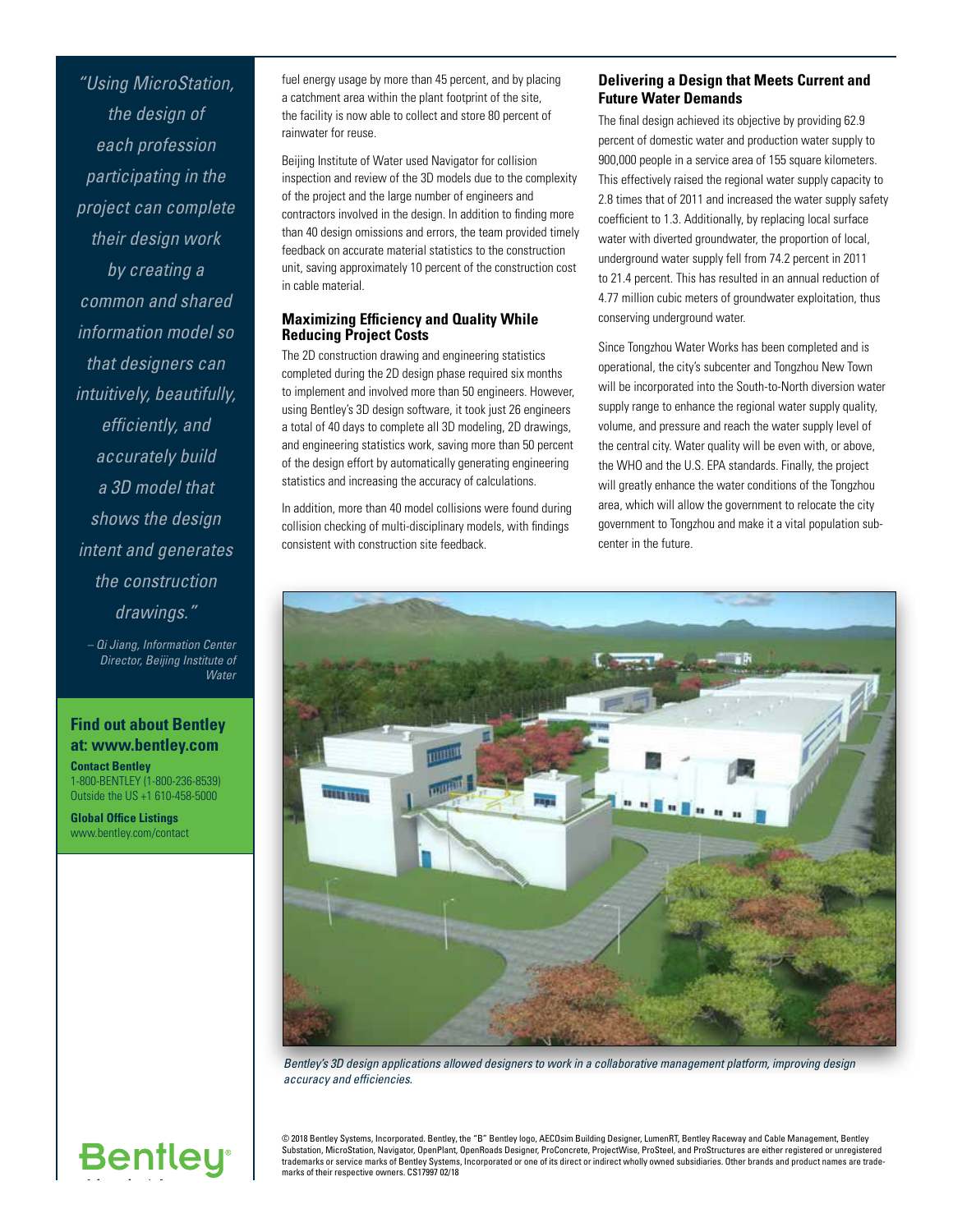*"Using MicroStation, the design of each profession participating in the project can complete their design work by creating a common and shared information model so that designers can intuitively, beautifully, efficiently, and accurately build a 3D model that shows the design intent and generates the construction drawings."*

*– Qi Jiang, Information Center Director, Beijing Institute of Water*

**Find out about Bentley at: www.bentley.com**

**Contact Bentley**
1-800-BENTLEY (1-800-236-8539)
Outside the US +1 610-458-5000

**Global Office Listings**
www.bentley.com/contact

fuel energy usage by more than 45 percent, and by placing a catchment area within the plant footprint of the site, the facility is now able to collect and store 80 percent of rainwater for reuse.

Beijing Institute of Water used Navigator for collision inspection and review of the 3D models due to the complexity of the project and the large number of engineers and contractors involved in the design. In addition to finding more than 40 design omissions and errors, the team provided timely feedback on accurate material statistics to the construction unit, saving approximately 10 percent of the construction cost in cable material.

## Maximizing Efficiency and Quality While Reducing Project Costs

The 2D construction drawing and engineering statistics completed during the 2D design phase required six months to implement and involved more than 50 engineers. However, using Bentley's 3D design software, it took just 26 engineers a total of 40 days to complete all 3D modeling, 2D drawings, and engineering statistics work, saving more than 50 percent of the design effort by automatically generating engineering statistics and increasing the accuracy of calculations.

In addition, more than 40 model collisions were found during collision checking of multi-disciplinary models, with findings consistent with construction site feedback.

## Delivering a Design that Meets Current and Future Water Demands

The final design achieved its objective by providing 62.9 percent of domestic water and production water supply to 900,000 people in a service area of 155 square kilometers. This effectively raised the regional water supply capacity to 2.8 times that of 2011 and increased the water supply safety coefficient to 1.3. Additionally, by replacing local surface water with diverted groundwater, the proportion of local, underground water supply fell from 74.2 percent in 2011 to 21.4 percent. This has resulted in an annual reduction of 4.77 million cubic meters of groundwater exploitation, thus conserving underground water.

Since Tongzhou Water Works has been completed and is operational, the city's subcenter and Tongzhou New Town will be incorporated into the South-to-North diversion water supply range to enhance the regional water supply quality, volume, and pressure and reach the water supply level of the central city. Water quality will be even with, or above, the WHO and the U.S. EPA standards. Finally, the project will greatly enhance the water conditions of the Tongzhou area, which will allow the government to relocate the city government to Tongzhou and make it a vital population sub-center in the future.

*Bentley's 3D design applications allowed designers to work in a collaborative management platform, improving design accuracy and efficiencies.*

© 2018 Bentley Systems, Incorporated. Bentley, the "B" Bentley logo, AECOsim Building Designer, LumenRT, Bentley Raceway and Cable Management, Bentley Substation, MicroStation, Navigator, OpenPlant, OpenRoads Designer, ProConcrete, ProjectWise, ProSteel, and ProStructures are either registered or unregistered trademarks or service marks of Bentley Systems, Incorporated or one of its direct or indirect wholly owned subsidiaries. Other brands and product names are trademarks of their respective owners. CS17997 02/18